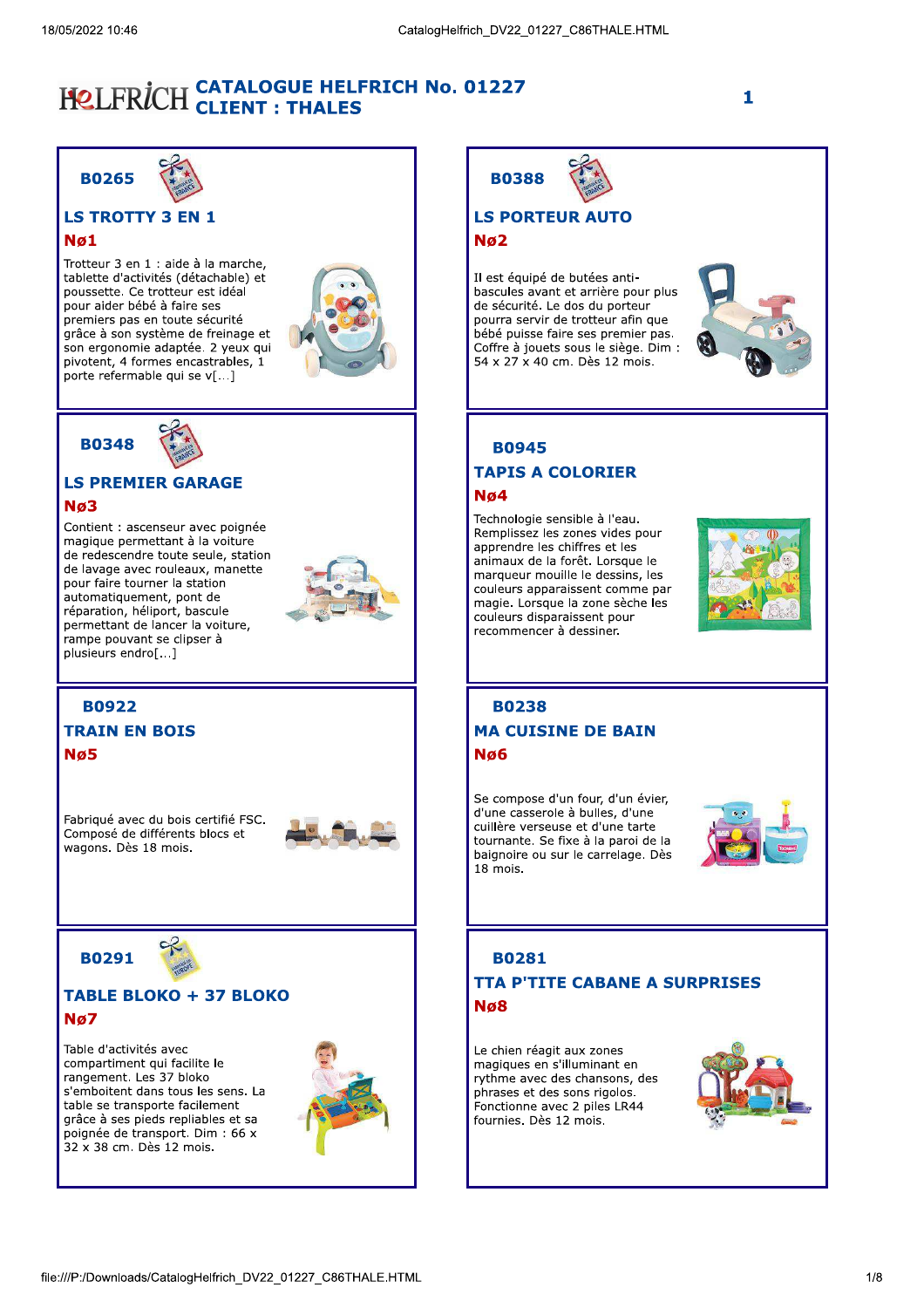# CATALOGUE HELFRICH No. 01227
## CLIENT : THALES

### B0265

#### LS TROTTY 3 EN 1

**Nø1**

Trotteur 3 en 1 : aide à la marche, tablette d'activités (détachable) et poussette. Ce trotteur est idéal pour aider bébé à faire ses premiers pas en toute sécurité grâce à son système de freinage et son ergonomie adaptée. 2 yeux qui pivotent, 4 formes encastrables, 1 porte refermable qui se v[...]

### B0388

#### LS PORTEUR AUTO

**Nø2**

Il est équipé de butées anti-bascules avant et arrière pour plus de sécurité. Le dos du porteur pourra servir de trotteur afin que bébé puisse faire ses premier pas. Coffre à jouets sous le siège. Dim : 54 x 27 x 40 cm. Dès 12 mois.

### B0348

#### LS PREMIER GARAGE

**Nø3**

Contient : ascenseur avec poignée magique permettant à la voiture de redescendre toute seule, station de lavage avec rouleaux, manette pour faire tourner la station automatiquement, pont de réparation, héliport, bascule permettant de lancer la voiture, rampe pouvant se clipser à plusieurs endro[...]

### B0945

#### TAPIS A COLORIER

**Nø4**

Technologie sensible à l'eau. Remplissez les zones vides pour apprendre les chiffres et les animaux de la forêt. Lorsque le marqueur mouille le dessins, les couleurs apparaissent comme par magie. Lorsque la zone sèche les couleurs disparaissent pour recommencer à dessiner.

### B0922

#### TRAIN EN BOIS

**Nø5**

Fabriqué avec du bois certifié FSC. Composé de différents blocs et wagons. Dès 18 mois.

### B0238

#### MA CUISINE DE BAIN

**Nø6**

Se compose d'un four, d'un évier, d'une casserole à bulles, d'une cuillère verseuse et d'une tarte tournante. Se fixe à la paroi de la baignoire ou sur le carrelage. Dès 18 mois.

### B0291

#### TABLE BLOKO + 37 BLOKO

**Nø7**

Table d'activités avec compartiment qui facilite le rangement. Les 37 bloko s'emboitent dans tous les sens. La table se transporte facilement grâce à ses pieds repliables et sa poignée de transport. Dim : 66 x 32 x 38 cm. Dès 12 mois.

### B0281

#### TTA P'TITE CABANE A SURPRISES

**Nø8**

Le chien réagit aux zones magiques en s'illuminant en rythme avec des chansons, des phrases et des sons rigolos. Fonctionne avec 2 piles LR44 fournies. Dès 12 mois.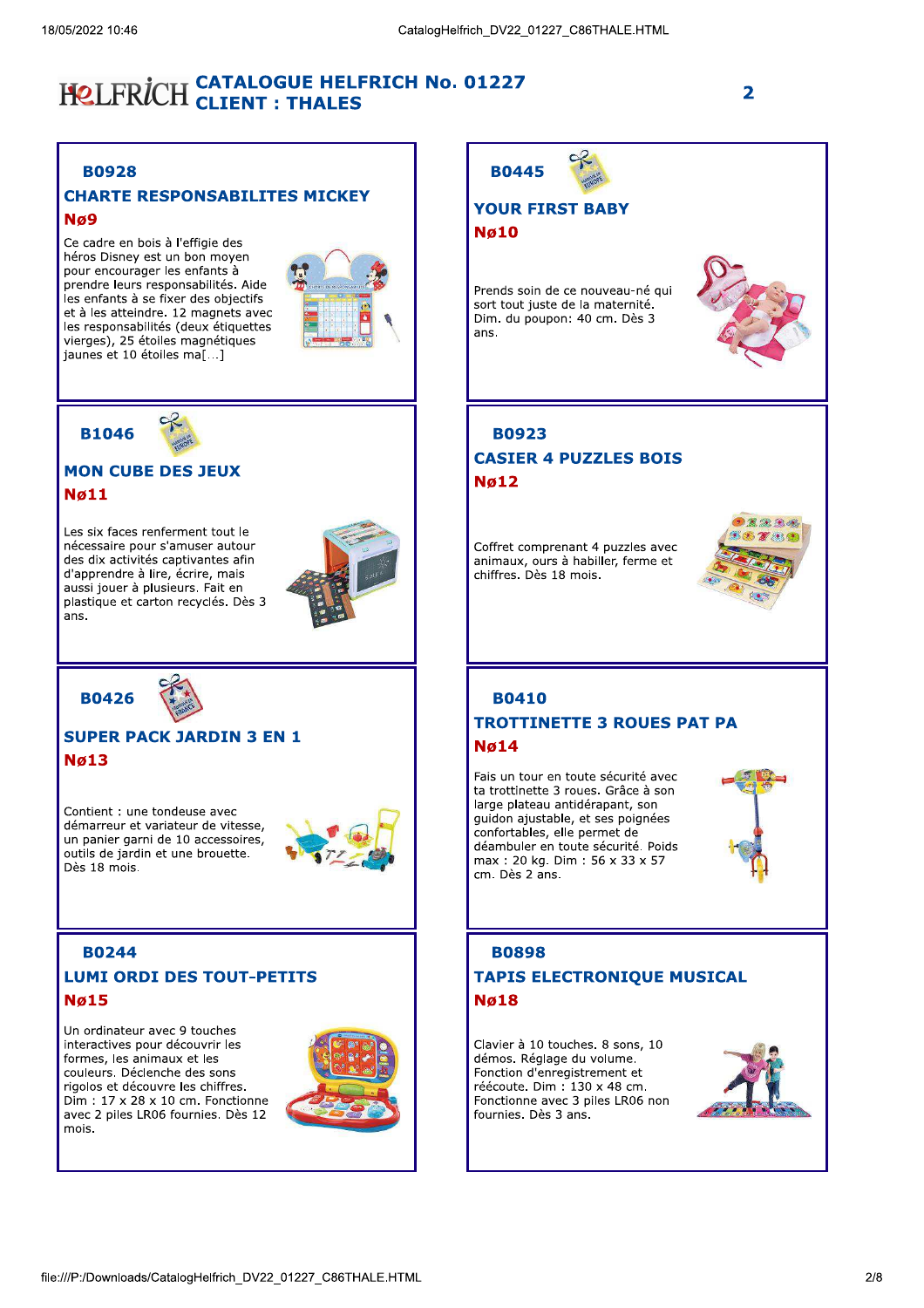# CATALOGUE HELFRICH No. 01227
## CLIENT : THALES

### B0928

**CHARTE RESPONSABILITES MICKEY**

**Nø9**

Ce cadre en bois à l'effigie des héros Disney est un bon moyen pour encourager les enfants à prendre leurs responsabilités. Aide les enfants à se fixer des objectifs et à les atteindre. 12 magnets avec les responsabilités (deux étiquettes vierges), 25 étoiles magnétiques jaunes et 10 étoiles ma[...]

### B0445

**YOUR FIRST BABY**

**Nø10**

Prends soin de ce nouveau-né qui sort tout juste de la maternité. Dim. du poupon: 40 cm. Dès 3 ans.

### B1046

**MON CUBE DES JEUX**

**Nø11**

Les six faces renferment tout le nécessaire pour s'amuser autour des dix activités captivantes afin d'apprendre à lire, écrire, mais aussi jouer à plusieurs. Fait en plastique et carton recyclés. Dès 3 ans.

### B0923

**CASIER 4 PUZZLES BOIS**

**Nø12**

Coffret comprenant 4 puzzles avec animaux, ours à habiller, ferme et chiffres. Dès 18 mois.

### B0426

**SUPER PACK JARDIN 3 EN 1**

**Nø13**

Contient : une tondeuse avec démarreur et variateur de vitesse, un panier garni de 10 accessoires, outils de jardin et une brouette. Dès 18 mois.

### B0410

**TROTTINETTE 3 ROUES PAT PA**

**Nø14**

Fais un tour en toute sécurité avec ta trottinette 3 roues. Grâce à son large plateau antidérapant, son guidon ajustable, et ses poignées confortables, elle permet de déambuler en toute sécurité. Poids max : 20 kg. Dim : 56 x 33 x 57 cm. Dès 2 ans.

### B0244

**LUMI ORDI DES TOUT-PETITS**

**Nø15**

Un ordinateur avec 9 touches interactives pour découvrir les formes, les animaux et les couleurs. Déclenche des sons rigolos et découvre les chiffres. Dim : 17 x 28 x 10 cm. Fonctionne avec 2 piles LR06 fournies. Dès 12 mois.

### B0898

**TAPIS ELECTRONIQUE MUSICAL**

**Nø18**

Clavier à 10 touches. 8 sons, 10 démos. Réglage du volume. Fonction d'enregistrement et réécoute. Dim : 130 x 48 cm. Fonctionne avec 3 piles LR06 non fournies. Dès 3 ans.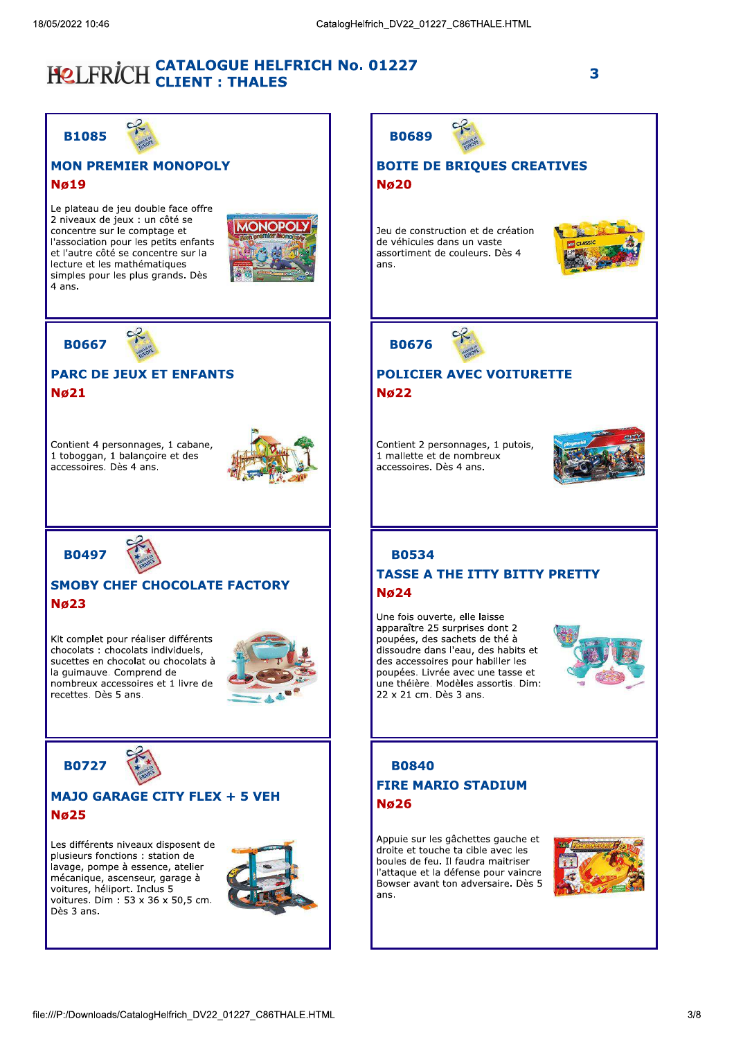# CATALOGUE HELFRICH No. 01227
## CLIENT : THALES

### B1085

**MON PREMIER MONOPOLY**

**Nø19**

Le plateau de jeu double face offre 2 niveaux de jeux : un côté se concentre sur le comptage et l'association pour les petits enfants et l'autre côté se concentre sur la lecture et les mathématiques simples pour les plus grands. Dès 4 ans.

### B0689

**BOITE DE BRIQUES CREATIVES**

**Nø20**

Jeu de construction et de création de véhicules dans un vaste assortiment de couleurs. Dès 4 ans.

### B0667

**PARC DE JEUX ET ENFANTS**

**Nø21**

Contient 4 personnages, 1 cabane, 1 toboggan, 1 balançoire et des accessoires. Dès 4 ans.

### B0676

**POLICIER AVEC VOITURETTE**

**Nø22**

Contient 2 personnages, 1 putois, 1 mallette et de nombreux accessoires. Dès 4 ans.

### B0497

**SMOBY CHEF CHOCOLATE FACTORY**

**Nø23**

Kit complet pour réaliser différents chocolats : chocolats individuels, sucettes en chocolat ou chocolats à la guimauve. Comprend de nombreux accessoires et 1 livre de recettes. Dès 5 ans.

### B0534

**TASSE A THE ITTY BITTY PRETTY**

**Nø24**

Une fois ouverte, elle laisse apparaître 25 surprises dont 2 poupées, des sachets de thé à dissoudre dans l'eau, des habits et des accessoires pour habiller les poupées. Livrée avec une tasse et une théière. Modèles assortis. Dim: 22 x 21 cm. Dès 3 ans.

### B0727

**MAJO GARAGE CITY FLEX + 5 VEH**

**Nø25**

Les différents niveaux disposent de plusieurs fonctions : station de lavage, pompe à essence, atelier mécanique, ascenseur, garage à voitures, héliport. Inclus 5 voitures. Dim : 53 x 36 x 50,5 cm. Dès 3 ans.

### B0840

**FIRE MARIO STADIUM**

**Nø26**

Appuie sur les gâchettes gauche et droite et touche ta cible avec les boules de feu. Il faudra maitriser l'attaque et la défense pour vaincre Bowser avant ton adversaire. Dès 5 ans.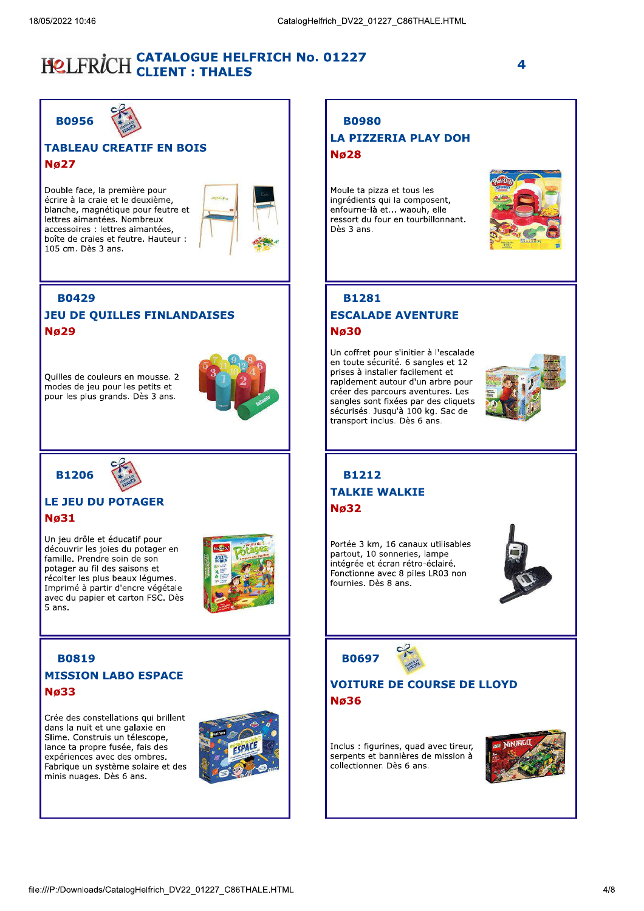# CATALOGUE HELFRICH No. 01227
## CLIENT : THALES

### B0956

**TABLEAU CREATIF EN BOIS**

**Nø27**

Double face, la première pour écrire à la craie et le deuxième, blanche, magnétique pour feutre et lettres aimantées. Nombreux accessoires : lettres aimantées, boîte de craies et feutre. Hauteur : 105 cm. Dès 3 ans.

### B0980

**LA PIZZERIA PLAY DOH**

**Nø28**

Moule ta pizza et tous les ingrédients qui la composent, enfourne-là et... waouh, elle ressort du four en tourbillonnant. Dès 3 ans.

### B0429

**JEU DE QUILLES FINLANDAISES**

**Nø29**

Quilles de couleurs en mousse. 2 modes de jeu pour les petits et pour les plus grands. Dès 3 ans.

### B1281

**ESCALADE AVENTURE**

**Nø30**

Un coffret pour s'initier à l'escalade en toute sécurité. 6 sangles et 12 prises à installer facilement et rapidement autour d'un arbre pour créer des parcours aventures. Les sangles sont fixées par des cliquets sécurisés. Jusqu'à 100 kg. Sac de transport inclus. Dès 6 ans.

### B1206

**LE JEU DU POTAGER**

**Nø31**

Un jeu drôle et éducatif pour découvrir les joies du potager en famille. Prendre soin de son potager au fil des saisons et récolter les plus beaux légumes. Imprimé à partir d'encre végétale avec du papier et carton FSC. Dès 5 ans.

### B1212

**TALKIE WALKIE**

**Nø32**

Portée 3 km, 16 canaux utilisables partout, 10 sonneries, lampe intégrée et écran rétro-éclairé. Fonctionne avec 8 piles LR03 non fournies. Dès 8 ans.

### B0819

**MISSION LABO ESPACE**

**Nø33**

Crée des constellations qui brillent dans la nuit et une galaxie en Slime. Construis un télescope, lance ta propre fusée, fais des expériences avec des ombres. Fabrique un système solaire et des minis nuages. Dès 6 ans.

### B0697

**VOITURE DE COURSE DE LLOYD**

**Nø36**

Inclus : figurines, quad avec tireur, serpents et bannières de mission à collectionner. Dès 6 ans.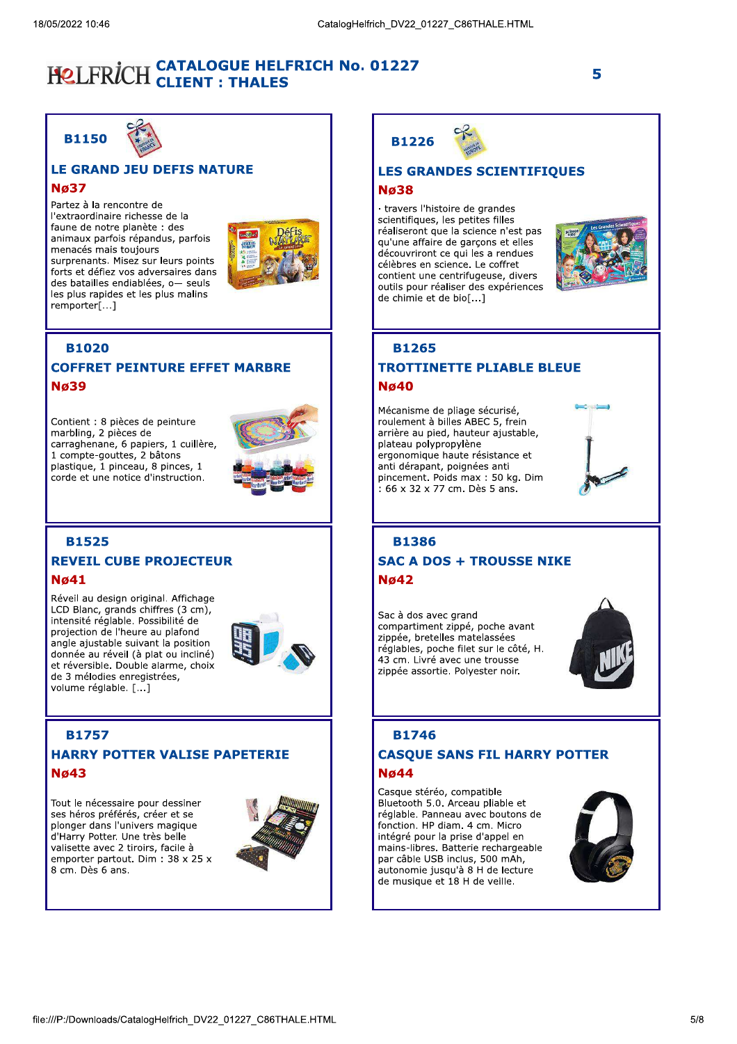# CATALOGUE HELFRICH No. 01227
## CLIENT : THALES

### B1150

### LE GRAND JEU DEFIS NATURE

**Nø37**

Partez à la rencontre de l'extraordinaire richesse de la faune de notre planète : des animaux parfois répandus, parfois menacés mais toujours surprenants. Misez sur leurs points forts et défiez vos adversaires dans des batailles endiablées, o— seuls les plus rapides et les plus malins remporter[...]

### B1226

### LES GRANDES SCIENTIFIQUES

**Nø38**

· travers l'histoire de grandes scientifiques, les petites filles réaliseront que la science n'est pas qu'une affaire de garçons et elles découvriront ce qui les a rendues célèbres en science. Le coffret contient une centrifugeuse, divers outils pour réaliser des expériences de chimie et de bio[...]

### B1020

### COFFRET PEINTURE EFFET MARBRE

**Nø39**

Contient : 8 pièces de peinture marbling, 2 pièces de carraghenane, 6 papiers, 1 cuillère, 1 compte-gouttes, 2 bâtons plastique, 1 pinceau, 8 pinces, 1 corde et une notice d'instruction.

### B1265

### TROTTINETTE PLIABLE BLEUE

**Nø40**

Mécanisme de pliage sécurisé, roulement à billes ABEC 5, frein arrière au pied, hauteur ajustable, plateau polypropylène ergonomique haute résistance et anti dérapant, poignées anti pincement. Poids max : 50 kg. Dim : 66 x 32 x 77 cm. Dès 5 ans.

### B1525

### REVEIL CUBE PROJECTEUR

**Nø41**

Réveil au design original. Affichage LCD Blanc, grands chiffres (3 cm), intensité réglable. Possibilité de projection de l'heure au plafond angle ajustable suivant la position donnée au réveil (à plat ou incliné) et réversible. Double alarme, choix de 3 mélodies enregistrées, volume réglable. [...]

### B1386

### SAC A DOS + TROUSSE NIKE

**Nø42**

Sac à dos avec grand compartiment zippé, poche avant zippée, bretelles matelassées réglables, poche filet sur le côté, H. 43 cm. Livré avec une trousse zippée assortie. Polyester noir.

### B1757

### HARRY POTTER VALISE PAPETERIE

**Nø43**

Tout le nécessaire pour dessiner ses héros préférés, créer et se plonger dans l'univers magique d'Harry Potter. Une très belle valisette avec 2 tiroirs, facile à emporter partout. Dim : 38 x 25 x 8 cm. Dès 6 ans.

### B1746

### CASQUE SANS FIL HARRY POTTER

**Nø44**

Casque stéréo, compatible Bluetooth 5.0. Arceau pliable et réglable. Panneau avec boutons de fonction. HP diam. 4 cm. Micro intégré pour la prise d'appel en mains-libres. Batterie rechargeable par câble USB inclus, 500 mAh, autonomie jusqu'à 8 H de lecture de musique et 18 H de veille.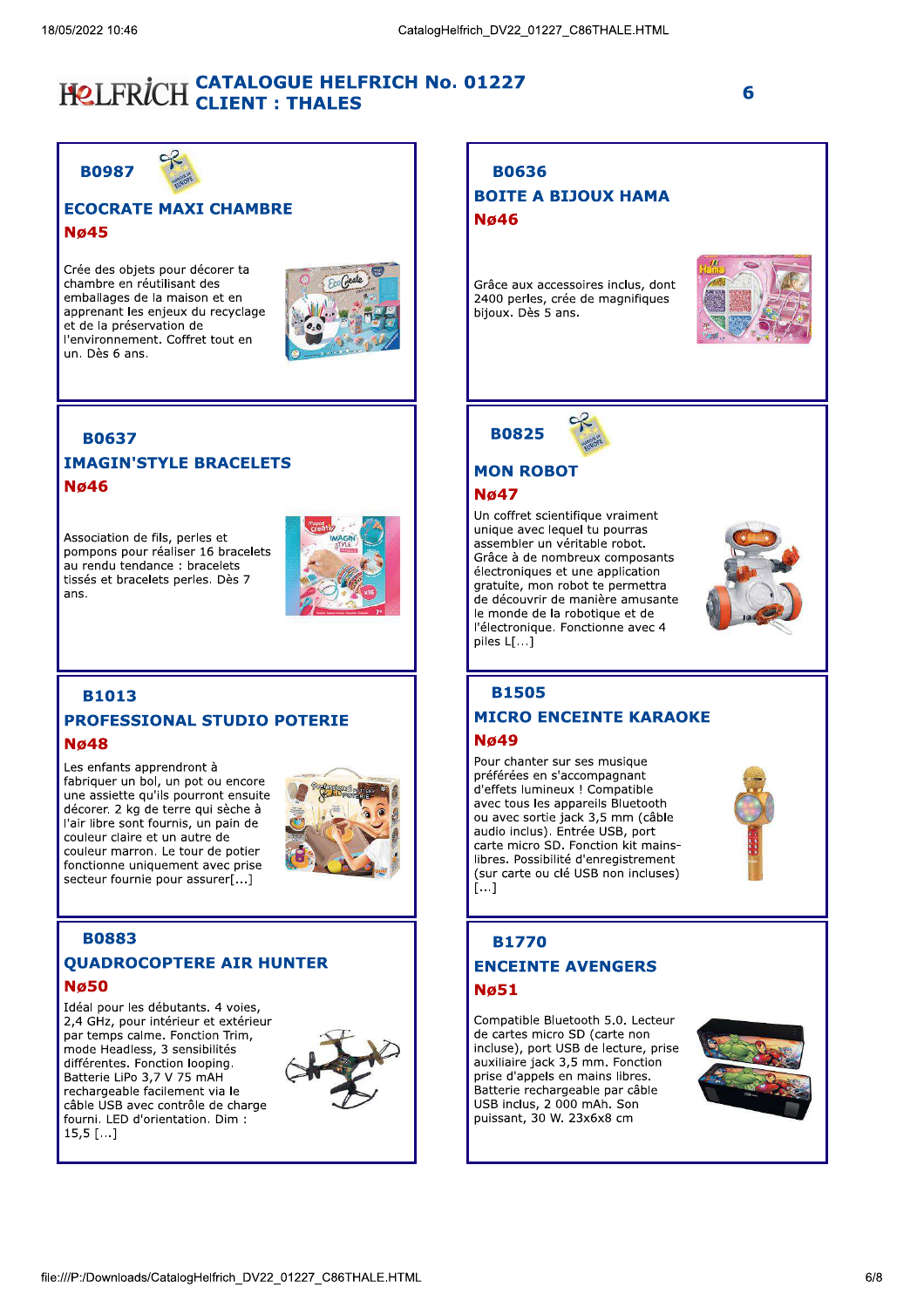# CATALOGUE HELFRICH No. 01227
## CLIENT : THALES

### B0987

**ECOCRATE MAXI CHAMBRE**

**Nø45**

Crée des objets pour décorer ta chambre en réutilisant des emballages de la maison et en apprenant les enjeux du recyclage et de la préservation de l'environnement. Coffret tout en un. Dès 6 ans.

### B0636

**BOITE A BIJOUX HAMA**

**Nø46**

Grâce aux accessoires inclus, dont 2400 perles, crée de magnifiques bijoux. Dès 5 ans.

### B0637

**IMAGIN'STYLE BRACELETS**

**Nø46**

Association de fils, perles et pompons pour réaliser 16 bracelets au rendu tendance : bracelets tissés et bracelets perles. Dès 7 ans.

### B0825

**MON ROBOT**

**Nø47**

Un coffret scientifique vraiment unique avec lequel tu pourras assembler un véritable robot. Grâce à de nombreux composants électroniques et une application gratuite, mon robot te permettra de découvrir de manière amusante le monde de la robotique et de l'électronique. Fonctionne avec 4 piles L[...]

### B1013

**PROFESSIONAL STUDIO POTERIE**

**Nø48**

Les enfants apprendront à fabriquer un bol, un pot ou encore une assiette qu'ils pourront ensuite décorer. 2 kg de terre qui sèche à l'air libre sont fournis, un pain de couleur claire et un autre de couleur marron. Le tour de potier fonctionne uniquement avec prise secteur fournie pour assurer[...]

### B1505

**MICRO ENCEINTE KARAOKE**

**Nø49**

Pour chanter sur ses musique préférées en s'accompagnant d'effets lumineux ! Compatible avec tous les appareils Bluetooth ou avec sortie jack 3,5 mm (câble audio inclus). Entrée USB, port carte micro SD. Fonction kit mains-libres. Possibilité d'enregistrement (sur carte ou clé USB non incluses) [...]

### B0883

**QUADROCOPTERE AIR HUNTER**

**Nø50**

Idéal pour les débutants. 4 voies, 2,4 GHz, pour intérieur et extérieur par temps calme. Fonction Trim, mode Headless, 3 sensibilités différentes. Fonction looping. Batterie LiPo 3,7 V 75 mAH rechargeable facilement via le câble USB avec contrôle de charge fourni. LED d'orientation. Dim : 15,5 [...]

### B1770

**ENCEINTE AVENGERS**

**Nø51**

Compatible Bluetooth 5.0. Lecteur de cartes micro SD (carte non incluse), port USB de lecture, prise auxiliaire jack 3,5 mm. Fonction prise d'appels en mains libres. Batterie rechargeable par câble USB inclus, 2 000 mAh. Son puissant, 30 W. 23x6x8 cm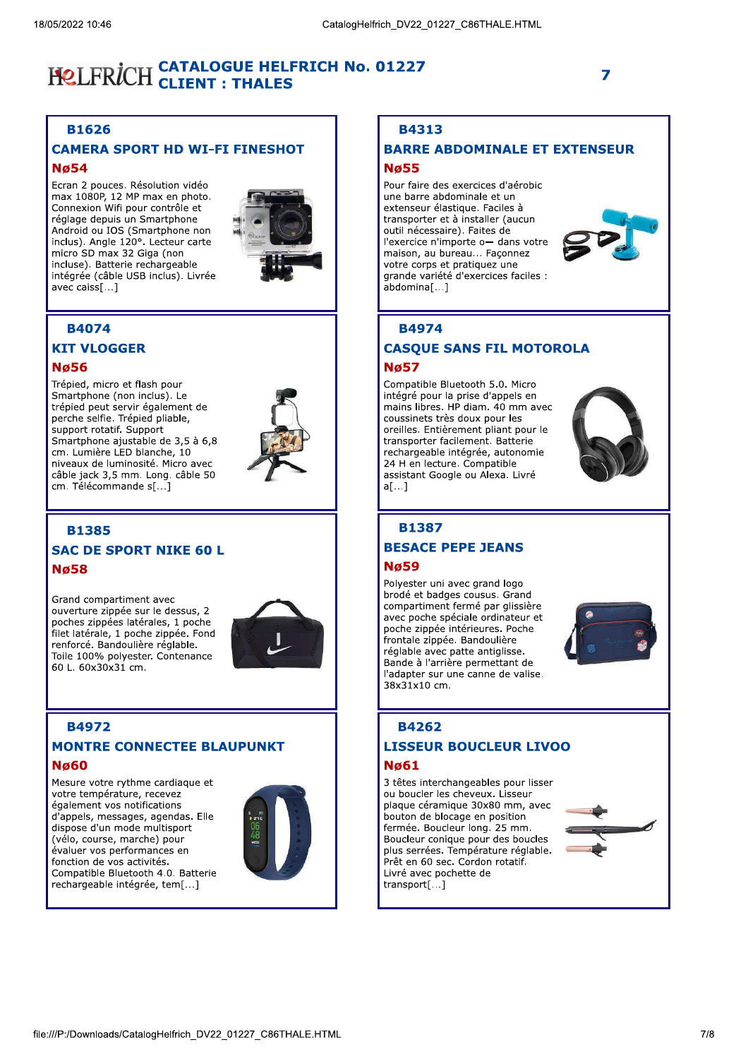# CATALOGUE HELFRICH No. 01227
## CLIENT : THALES

### B1626
### CAMERA SPORT HD WI-FI FINESHOT
**Nø54**

Ecran 2 pouces. Résolution vidéo max 1080P, 12 MP max en photo. Connexion Wifi pour contrôle et réglage depuis un Smartphone Android ou IOS (Smartphone non inclus). Angle 120°. Lecteur carte micro SD max 32 Giga (non incluse). Batterie rechargeable intégrée (câble USB inclus). Livrée avec caiss[...]

### B4313
### BARRE ABDOMINALE ET EXTENSEUR
**Nø55**

Pour faire des exercices d'aérobic une barre abdominale et un extenseur élastique. Faciles à transporter et à installer (aucun outil nécessaire). Faites de l'exercice n'importe o— dans votre maison, au bureau... Façonnez votre corps et pratiquez une grande variété d'exercices faciles : abdomina[...]

### B4074
### KIT VLOGGER
**Nø56**

Trépied, micro et flash pour Smartphone (non inclus). Le trépied peut servir également de perche selfie. Trépied pliable, support rotatif. Support Smartphone ajustable de 3,5 à 6,8 cm. Lumière LED blanche, 10 niveaux de luminosité. Micro avec câble jack 3,5 mm. Long. câble 50 cm. Télécommande s[...]

### B4974
### CASQUE SANS FIL MOTOROLA
**Nø57**

Compatible Bluetooth 5.0. Micro intégré pour la prise d'appels en mains libres. HP diam. 40 mm avec coussinets très doux pour les oreilles. Entièrement pliant pour le transporter facilement. Batterie rechargeable intégrée, autonomie 24 H en lecture. Compatible assistant Google ou Alexa. Livré a[...]

### B1385
### SAC DE SPORT NIKE 60 L
**Nø58**

Grand compartiment avec ouverture zippée sur le dessus, 2 poches zippées latérales, 1 poche filet latérale, 1 poche zippée. Fond renforcé. Bandoulière réglable. Toile 100% polyester. Contenance 60 L. 60x30x31 cm.

### B1387
### BESACE PEPE JEANS
**Nø59**

Polyester uni avec grand logo brodé et badges cousus. Grand compartiment fermé par glissière avec poche spéciale ordinateur et poche zippée intérieures. Poche frontale zippée. Bandoulière réglable avec patte antiglisse. Bande à l'arrière permettant de l'adapter sur une canne de valise. 38x31x10 cm.

### B4972
### MONTRE CONNECTEE BLAUPUNKT
**Nø60**

Mesure votre rythme cardiaque et votre température, recevez également vos notifications d'appels, messages, agendas. Elle dispose d'un mode multisport (vélo, course, marche) pour évaluer vos performances en fonction de vos activités. Compatible Bluetooth 4.0. Batterie rechargeable intégrée, tem[...]

### B4262
### LISSEUR BOUCLEUR LIVOO
**Nø61**

3 têtes interchangeables pour lisser ou boucler les cheveux. Lisseur plaque céramique 30x80 mm, avec bouton de blocage en position fermée. Boucleur long. 25 mm. Boucleur conique pour des boucles plus serrées. Température réglable. Prêt en 60 sec. Cordon rotatif. Livré avec pochette de transport[...]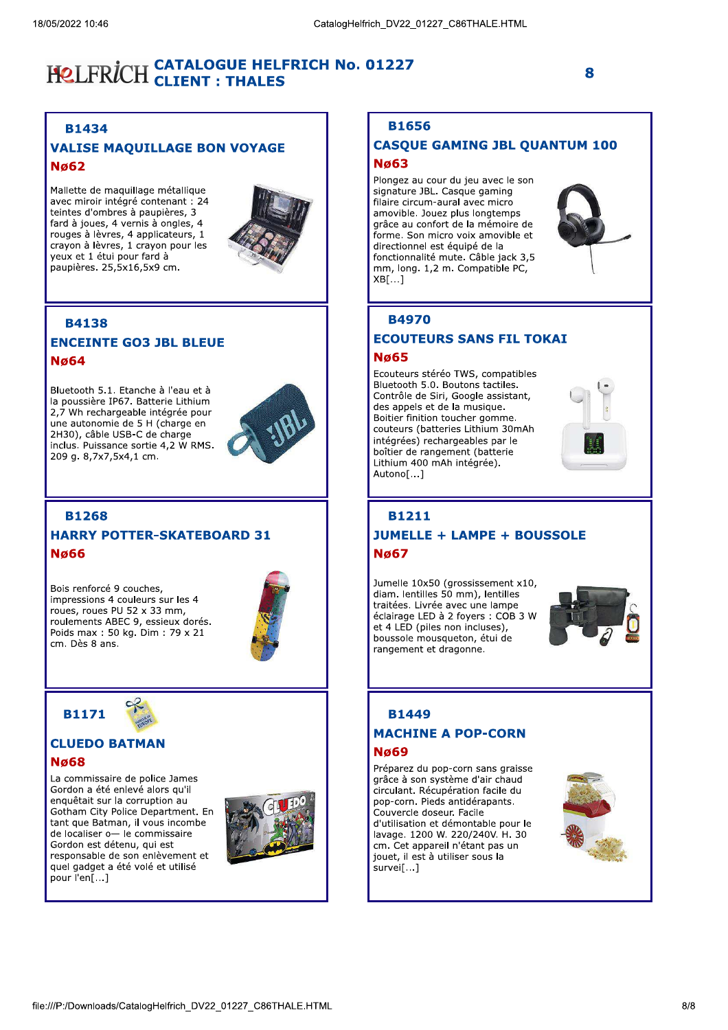# CATALOGUE HELFRICH No. 01227
# CLIENT : THALES

## B1434

### VALISE MAQUILLAGE BON VOYAGE

**Nø62**

Mallette de maquillage métallique avec miroir intégré contenant : 24 teintes d'ombres à paupières, 3 fard à joues, 4 vernis à ongles, 4 rouges à lèvres, 4 applicateurs, 1 crayon à lèvres, 1 crayon pour les yeux et 1 étui pour fard à paupières. 25,5x16,5x9 cm.

## B1656

### CASQUE GAMING JBL QUANTUM 100

**Nø63**

Plongez au cour du jeu avec le son signature JBL. Casque gaming filaire circum-aural avec micro amovible. Jouez plus longtemps grâce au confort de la mémoire de forme. Son micro voix amovible et directionnel est équipé de la fonctionnalité mute. Câble jack 3,5 mm, long. 1,2 m. Compatible PC, XB[...]

## B4138

### ENCEINTE GO3 JBL BLEUE

**Nø64**

Bluetooth 5.1. Etanche à l'eau et à la poussière IP67. Batterie Lithium 2,7 Wh rechargeable intégrée pour une autonomie de 5 H (charge en 2H30), câble USB-C de charge inclus. Puissance sortie 4,2 W RMS. 209 g. 8,7x7,5x4,1 cm.

## B4970

### ECOUTEURS SANS FIL TOKAI

**Nø65**

Ecouteurs stéréo TWS, compatibles Bluetooth 5.0. Boutons tactiles. Contrôle de Siri, Google assistant, des appels et de la musique. Boitier finition toucher gomme. couteurs (batteries Lithium 30mAh intégrées) rechargeables par le boîtier de rangement (batterie Lithium 400 mAh intégrée). Autono[...]

## B1268

### HARRY POTTER-SKATEBOARD 31

**Nø66**

Bois renforcé 9 couches, impressions 4 couleurs sur les 4 roues, roues PU 52 x 33 mm, roulements ABEC 9, essieux dorés. Poids max : 50 kg. Dim : 79 x 21 cm. Dès 8 ans.

## B1211

### JUMELLE + LAMPE + BOUSSOLE

**Nø67**

Jumelle 10x50 (grossissement x10, diam. lentilles 50 mm), lentilles traitées. Livrée avec une lampe éclairage LED à 2 foyers : COB 3 W et 4 LED (piles non incluses), boussole mousqueton, étui de rangement et dragonne.

## B1171

### CLUEDO BATMAN

**Nø68**

La commissaire de police James Gordon a été enlevé alors qu'il enquêtait sur la corruption au Gotham City Police Department. En tant que Batman, il vous incombe de localiser o— le commissaire Gordon est détenu, qui est responsable de son enlèvement et quel gadget a été volé et utilisé pour l'en[...]

## B1449

### MACHINE A POP-CORN

**Nø69**

Préparez du pop-corn sans graisse grâce à son système d'air chaud circulant. Récupération facile du pop-corn. Pieds antidérapants. Couvercle doseur. Facile d'utilisation et démontable pour le lavage. 1200 W. 220/240V. H. 30 cm. Cet appareil n'étant pas un jouet, il est à utiliser sous la survei[...]